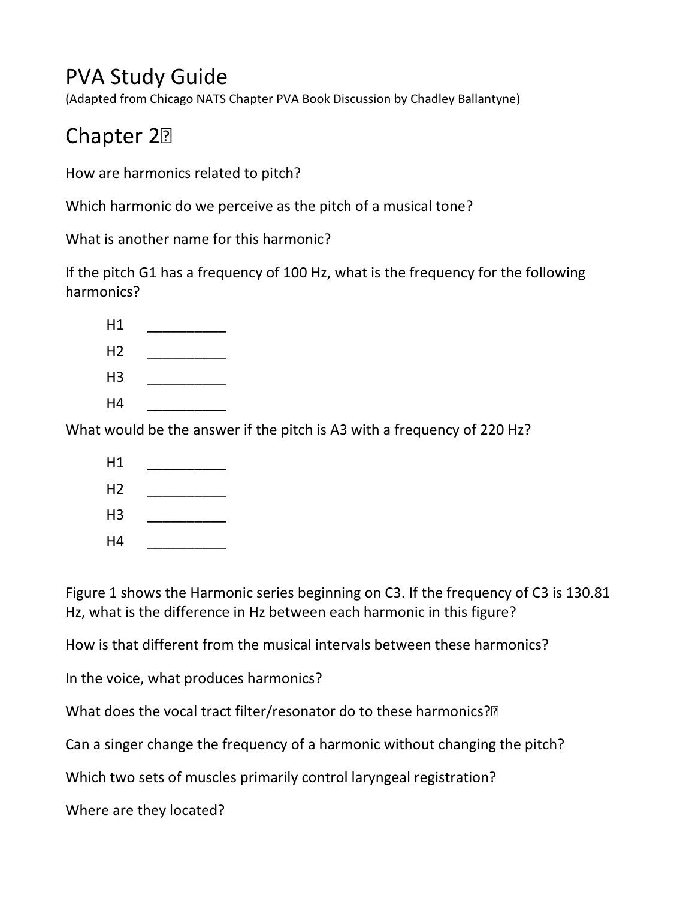# PVA Study Guide

(Adapted from Chicago NATS Chapter PVA Book Discussion by Chadley Ballantyne)

## Chapter 2

How are harmonics related to pitch?

Which harmonic do we perceive as the pitch of a musical tone?

What is another name for this harmonic?

If the pitch G1 has a frequency of 100 Hz, what is the frequency for the following harmonics?

H1 __________

H2 __________

H3 __________

H4 __________

What would be the answer if the pitch is A3 with a frequency of 220 Hz?

H1 __________

H2 __________

H3 __________

H4 __________

Figure 1 shows the Harmonic series beginning on C3. If the frequency of C3 is 130.81 Hz, what is the difference in Hz between each harmonic in this figure?

How is that different from the musical intervals between these harmonics?

In the voice, what produces harmonics?

What does the vocal tract filter/resonator do to these harmonics?

Can a singer change the frequency of a harmonic without changing the pitch?

Which two sets of muscles primarily control laryngeal registration?

Where are they located?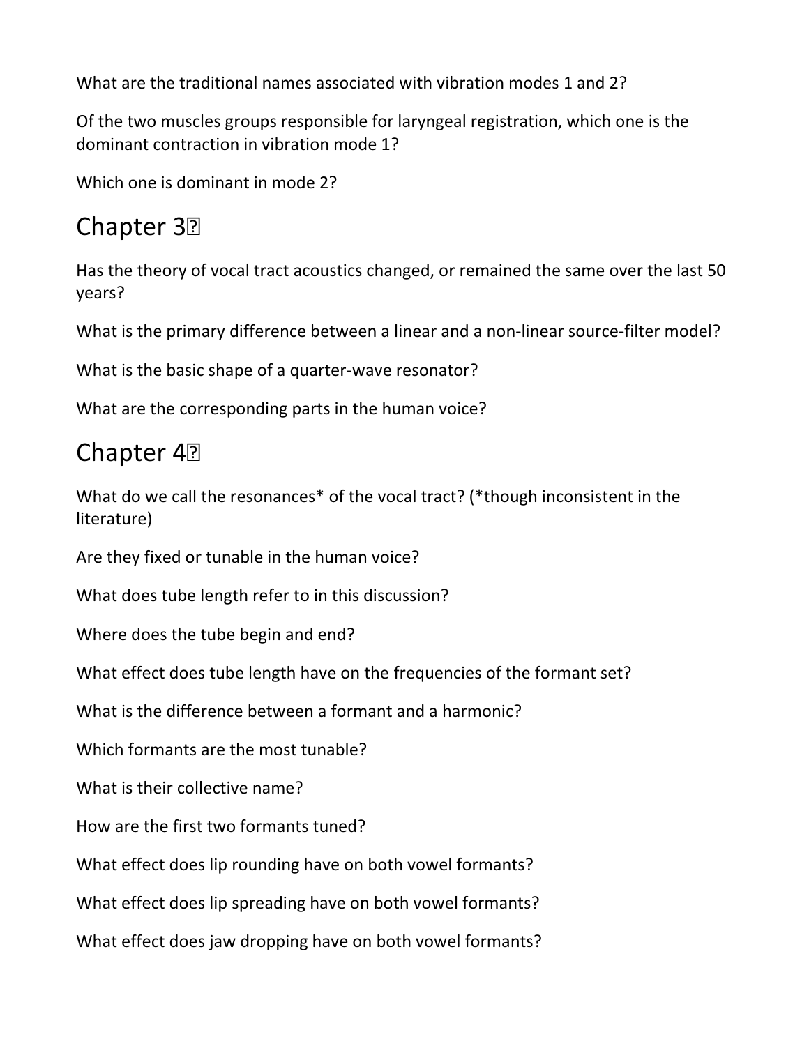What are the traditional names associated with vibration modes 1 and 2?

Of the two muscles groups responsible for laryngeal registration, which one is the dominant contraction in vibration mode 1?

Which one is dominant in mode 2?

## Chapter 3

Has the theory of vocal tract acoustics changed, or remained the same over the last 50 years?

What is the primary difference between a linear and a non-linear source-filter model?

What is the basic shape of a quarter-wave resonator?

What are the corresponding parts in the human voice?

## Chapter 4

What do we call the resonances* of the vocal tract? (*though inconsistent in the literature)

Are they fixed or tunable in the human voice?

What does tube length refer to in this discussion?

Where does the tube begin and end?

What effect does tube length have on the frequencies of the formant set?

What is the difference between a formant and a harmonic?

Which formants are the most tunable?

What is their collective name?

How are the first two formants tuned?

What effect does lip rounding have on both vowel formants?

What effect does lip spreading have on both vowel formants?

What effect does jaw dropping have on both vowel formants?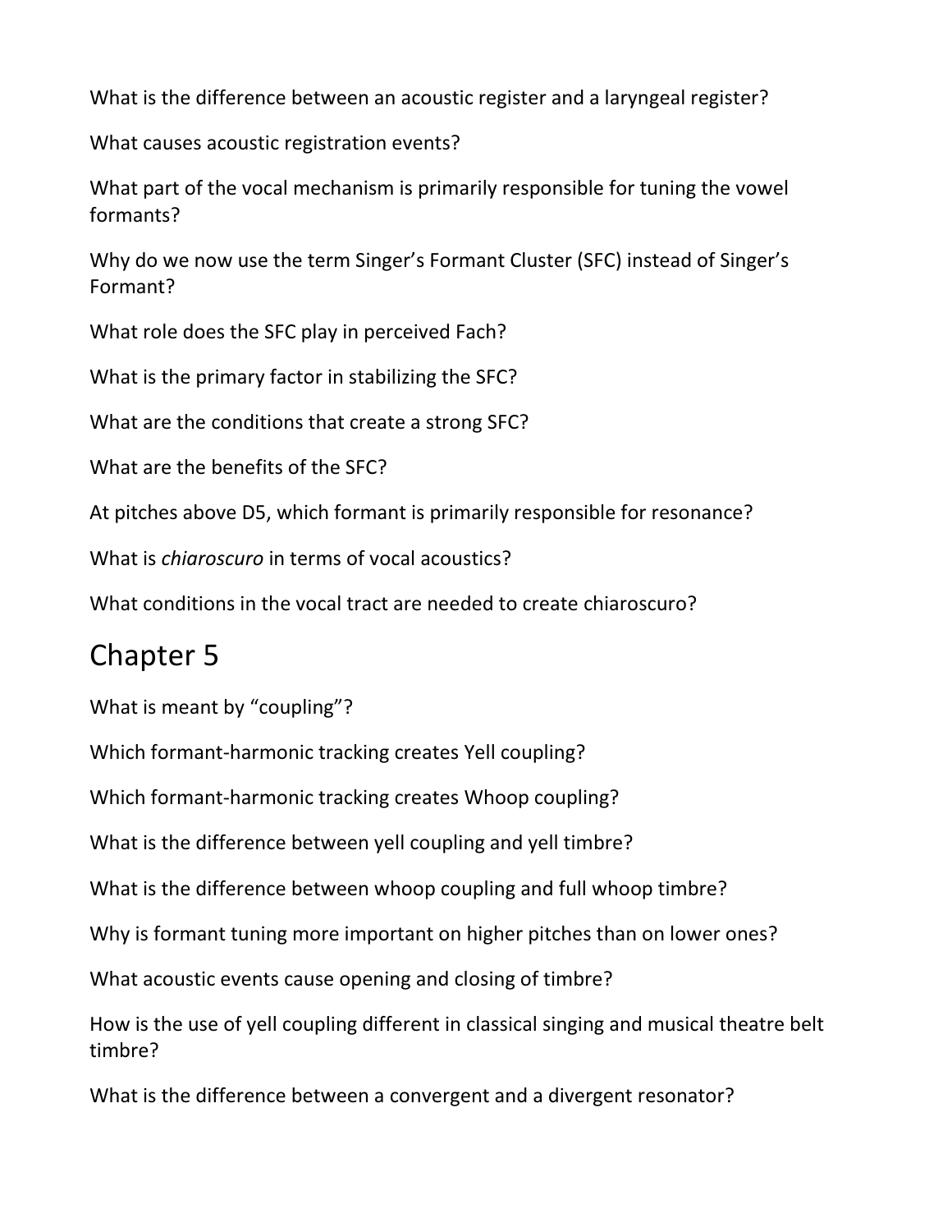What is the difference between an acoustic register and a laryngeal register?

What causes acoustic registration events?

What part of the vocal mechanism is primarily responsible for tuning the vowel formants?

Why do we now use the term Singer's Formant Cluster (SFC) instead of Singer's Formant?

What role does the SFC play in perceived Fach?

What is the primary factor in stabilizing the SFC?

What are the conditions that create a strong SFC?

What are the benefits of the SFC?

At pitches above D5, which formant is primarily responsible for resonance?

What is *chiaroscuro* in terms of vocal acoustics?

What conditions in the vocal tract are needed to create chiaroscuro?

## Chapter 5

What is meant by "coupling"?

Which formant-harmonic tracking creates Yell coupling?

Which formant-harmonic tracking creates Whoop coupling?

What is the difference between yell coupling and yell timbre?

What is the difference between whoop coupling and full whoop timbre?

Why is formant tuning more important on higher pitches than on lower ones?

What acoustic events cause opening and closing of timbre?

How is the use of yell coupling different in classical singing and musical theatre belt timbre?

What is the difference between a convergent and a divergent resonator?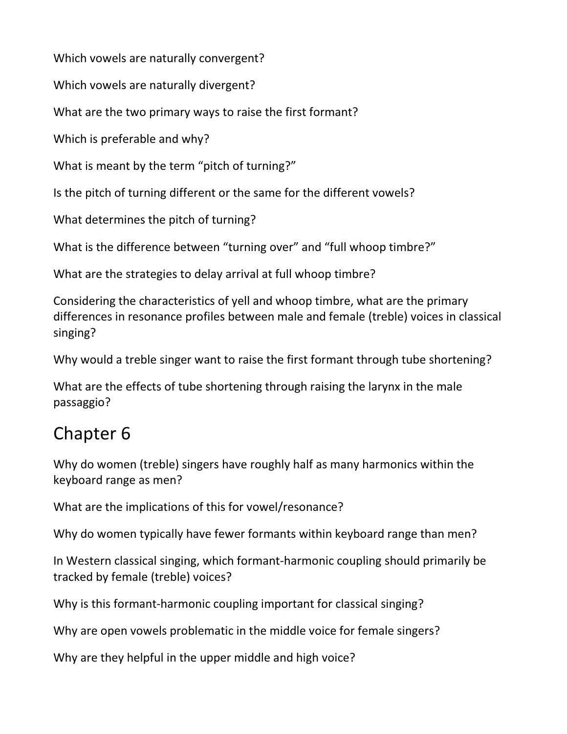Which vowels are naturally convergent?

Which vowels are naturally divergent?

What are the two primary ways to raise the first formant?

Which is preferable and why?

What is meant by the term "pitch of turning?"

Is the pitch of turning different or the same for the different vowels?

What determines the pitch of turning?

What is the difference between "turning over" and "full whoop timbre?"

What are the strategies to delay arrival at full whoop timbre?

Considering the characteristics of yell and whoop timbre, what are the primary differences in resonance profiles between male and female (treble) voices in classical singing?

Why would a treble singer want to raise the first formant through tube shortening?

What are the effects of tube shortening through raising the larynx in the male passaggio?

## Chapter 6

Why do women (treble) singers have roughly half as many harmonics within the keyboard range as men?

What are the implications of this for vowel/resonance?

Why do women typically have fewer formants within keyboard range than men?

In Western classical singing, which formant-harmonic coupling should primarily be tracked by female (treble) voices?

Why is this formant-harmonic coupling important for classical singing?

Why are open vowels problematic in the middle voice for female singers?

Why are they helpful in the upper middle and high voice?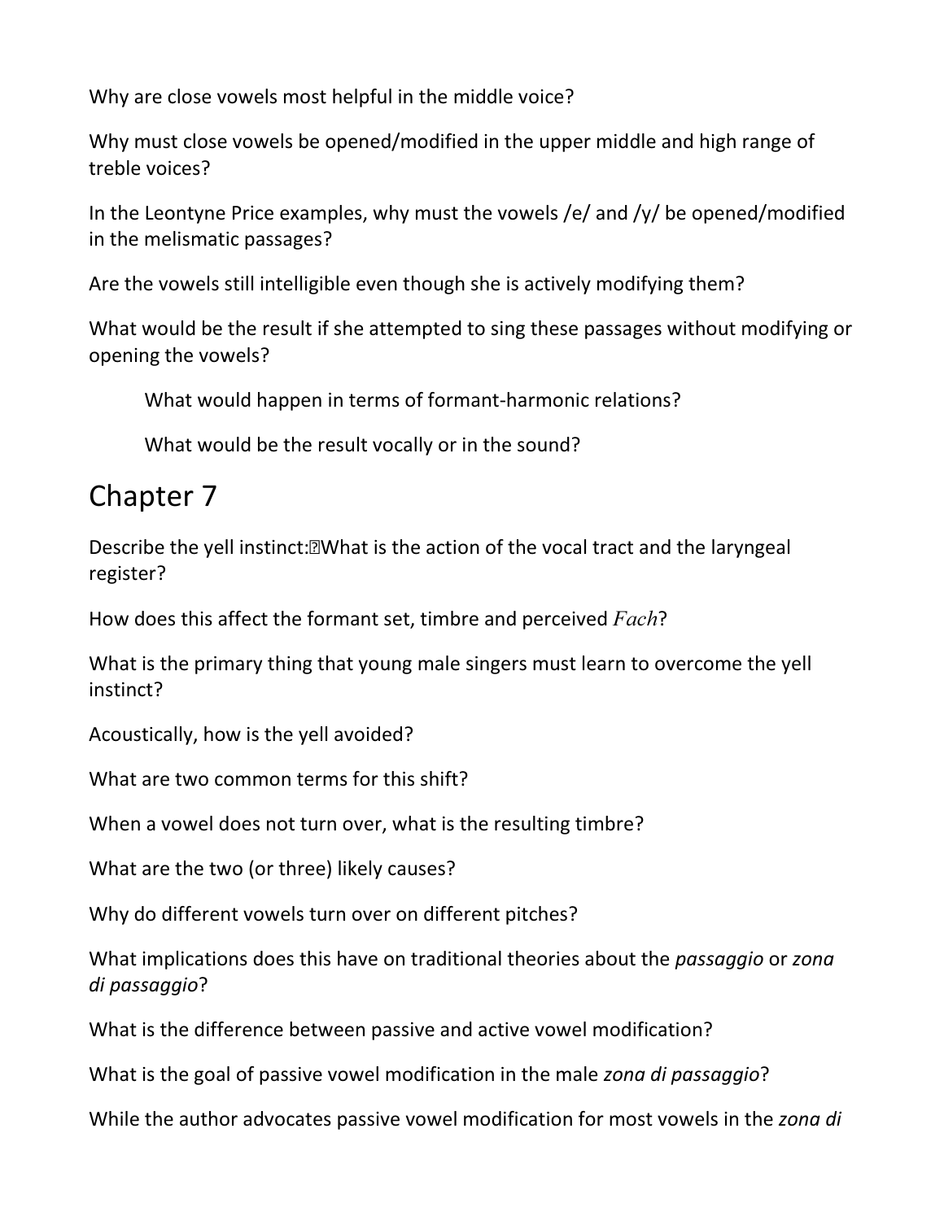Why are close vowels most helpful in the middle voice?

Why must close vowels be opened/modified in the upper middle and high range of treble voices?

In the Leontyne Price examples, why must the vowels /e/ and /y/ be opened/modified in the melismatic passages?

Are the vowels still intelligible even though she is actively modifying them?

What would be the result if she attempted to sing these passages without modifying or opening the vowels?

> What would happen in terms of formant-harmonic relations?
>
> What would be the result vocally or in the sound?

# Chapter 7

Describe the yell instinct:What is the action of the vocal tract and the laryngeal register?

How does this affect the formant set, timbre and perceived *Fach*?

What is the primary thing that young male singers must learn to overcome the yell instinct?

Acoustically, how is the yell avoided?

What are two common terms for this shift?

When a vowel does not turn over, what is the resulting timbre?

What are the two (or three) likely causes?

Why do different vowels turn over on different pitches?

What implications does this have on traditional theories about the *passaggio* or *zona di passaggio*?

What is the difference between passive and active vowel modification?

What is the goal of passive vowel modification in the male *zona di passaggio*?

While the author advocates passive vowel modification for most vowels in the *zona di*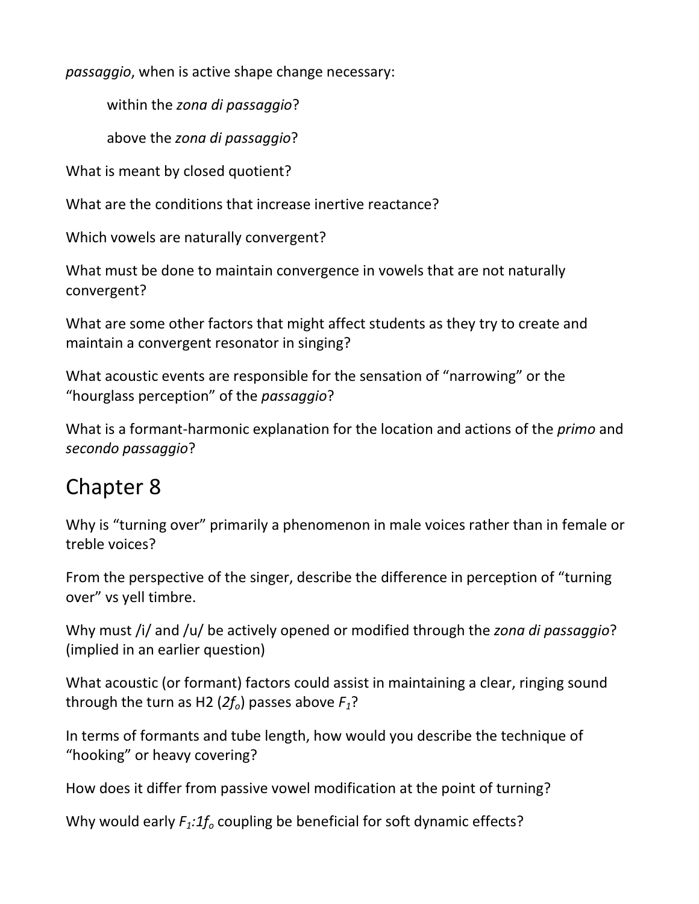*passaggio*, when is active shape change necessary:

> within the *zona di passaggio*?
>
> above the *zona di passaggio*?

What is meant by closed quotient?

What are the conditions that increase inertive reactance?

Which vowels are naturally convergent?

What must be done to maintain convergence in vowels that are not naturally convergent?

What are some other factors that might affect students as they try to create and maintain a convergent resonator in singing?

What acoustic events are responsible for the sensation of "narrowing" or the "hourglass perception" of the *passaggio*?

What is a formant-harmonic explanation for the location and actions of the *primo* and *secondo passaggio*?

## Chapter 8

Why is "turning over" primarily a phenomenon in male voices rather than in female or treble voices?

From the perspective of the singer, describe the difference in perception of "turning over" vs yell timbre.

Why must /i/ and /u/ be actively opened or modified through the *zona di passaggio*? (implied in an earlier question)

What acoustic (or formant) factors could assist in maintaining a clear, ringing sound through the turn as H2 ($2f_o$) passes above $F_1$?

In terms of formants and tube length, how would you describe the technique of "hooking" or heavy covering?

How does it differ from passive vowel modification at the point of turning?

Why would early $F_1{:}1f_o$ coupling be beneficial for soft dynamic effects?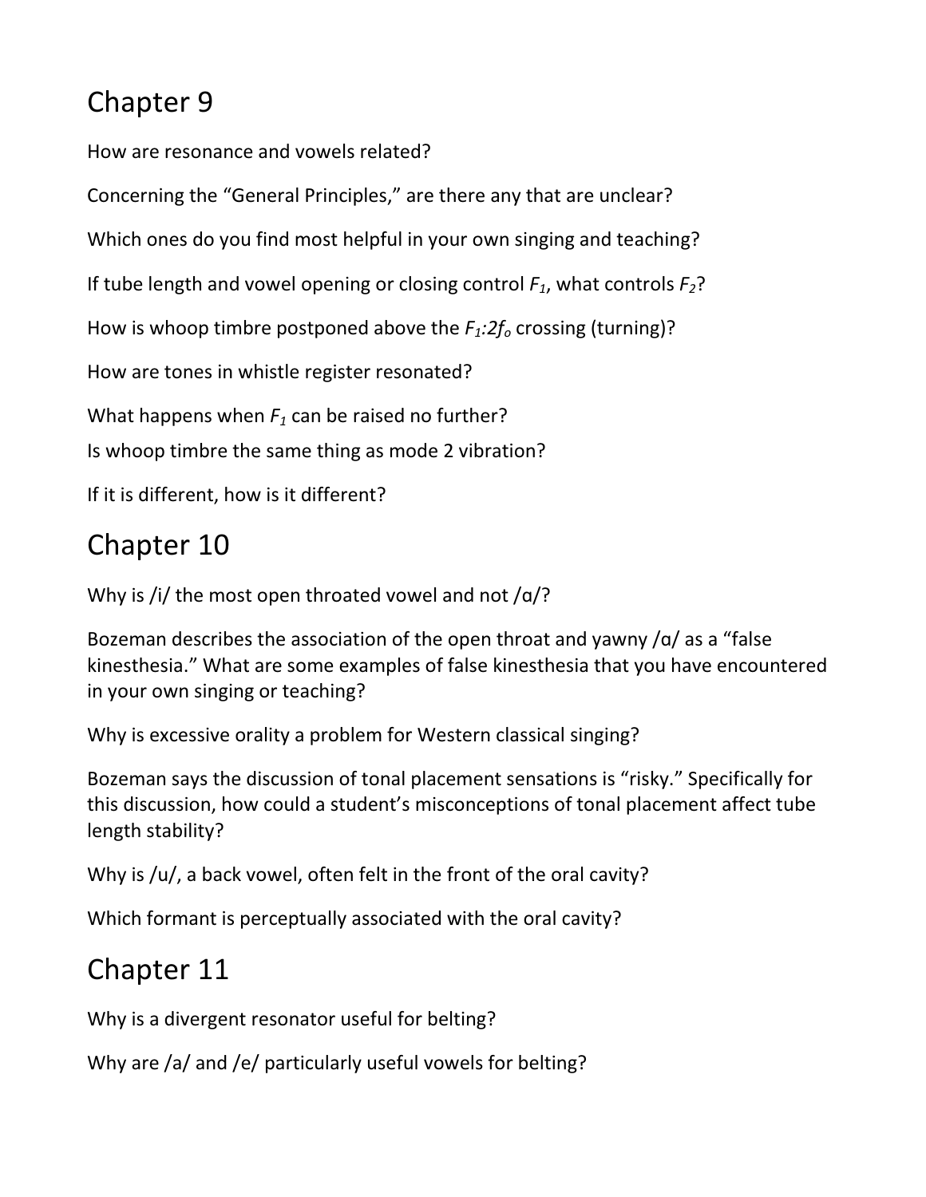# Chapter 9

How are resonance and vowels related?

Concerning the "General Principles," are there any that are unclear?

Which ones do you find most helpful in your own singing and teaching?

If tube length and vowel opening or closing control $F_1$, what controls $F_2$?

How is whoop timbre postponed above the $F_1$:$2f_o$ crossing (turning)?

How are tones in whistle register resonated?

What happens when $F_1$ can be raised no further?

Is whoop timbre the same thing as mode 2 vibration?

If it is different, how is it different?

# Chapter 10

Why is /i/ the most open throated vowel and not /ɑ/?

Bozeman describes the association of the open throat and yawny /ɑ/ as a "false kinesthesia." What are some examples of false kinesthesia that you have encountered in your own singing or teaching?

Why is excessive orality a problem for Western classical singing?

Bozeman says the discussion of tonal placement sensations is "risky." Specifically for this discussion, how could a student's misconceptions of tonal placement affect tube length stability?

Why is /u/, a back vowel, often felt in the front of the oral cavity?

Which formant is perceptually associated with the oral cavity?

# Chapter 11

Why is a divergent resonator useful for belting?

Why are /a/ and /e/ particularly useful vowels for belting?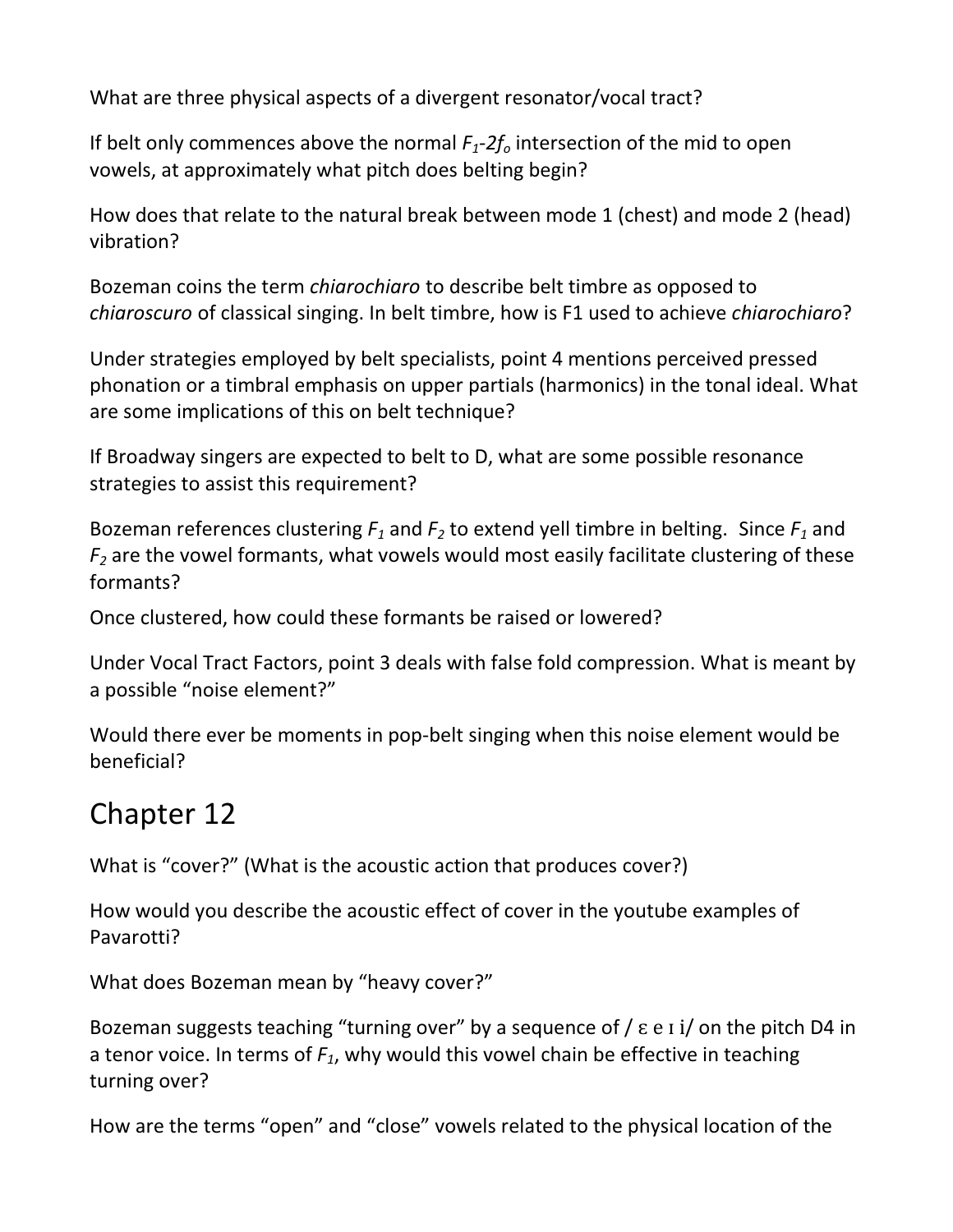What are three physical aspects of a divergent resonator/vocal tract?

If belt only commences above the normal $F_1$-$2f_o$ intersection of the mid to open vowels, at approximately what pitch does belting begin?

How does that relate to the natural break between mode 1 (chest) and mode 2 (head) vibration?

Bozeman coins the term *chiarochiaro* to describe belt timbre as opposed to *chiaroscuro* of classical singing. In belt timbre, how is F1 used to achieve *chiarochiaro*?

Under strategies employed by belt specialists, point 4 mentions perceived pressed phonation or a timbral emphasis on upper partials (harmonics) in the tonal ideal. What are some implications of this on belt technique?

If Broadway singers are expected to belt to D, what are some possible resonance strategies to assist this requirement?

Bozeman references clustering $F_1$ and $F_2$ to extend yell timbre in belting. Since $F_1$ and $F_2$ are the vowel formants, what vowels would most easily facilitate clustering of these formants?

Once clustered, how could these formants be raised or lowered?

Under Vocal Tract Factors, point 3 deals with false fold compression. What is meant by a possible "noise element?"

Would there ever be moments in pop-belt singing when this noise element would be beneficial?

# Chapter 12

What is "cover?" (What is the acoustic action that produces cover?)

How would you describe the acoustic effect of cover in the youtube examples of Pavarotti?

What does Bozeman mean by "heavy cover?"

Bozeman suggests teaching "turning over" by a sequence of / ɛ e ɪ i/ on the pitch D4 in a tenor voice. In terms of $F_1$, why would this vowel chain be effective in teaching turning over?

How are the terms "open" and "close" vowels related to the physical location of the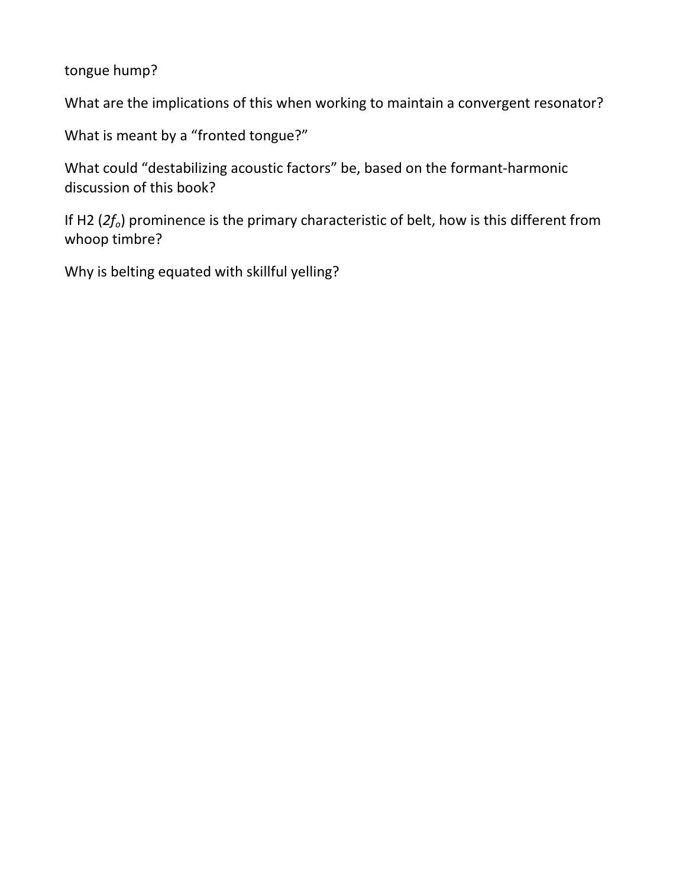tongue hump?

What are the implications of this when working to maintain a convergent resonator?

What is meant by a "fronted tongue?"

What could "destabilizing acoustic factors" be, based on the formant-harmonic discussion of this book?

If H2 ($2f_o$) prominence is the primary characteristic of belt, how is this different from whoop timbre?

Why is belting equated with skillful yelling?